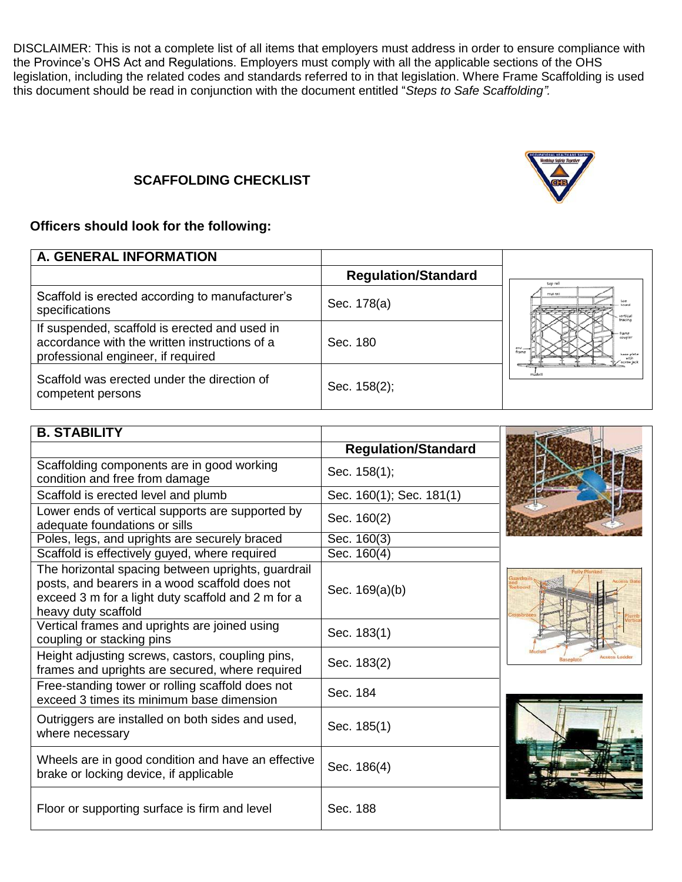DISCLAIMER: This is not a complete list of all items that employers must address in order to ensure compliance with the Province's OHS Act and Regulations. Employers must comply with all the applicable sections of the OHS legislation, including the related codes and standards referred to in that legislation. Where Frame Scaffolding is used this document should be read in conjunction with the document entitled "*Steps to Safe Scaffolding*".

# SCAFFOLDING CHECKLIST

## Officers should look for the following:

| A. GENERAL INFORMATION | |
|---|---|
| | **Regulation/Standard** |
| Scaffold is erected according to manufacturer's specifications | Sec. 178(a) |
| If suspended, scaffold is erected and used in accordance with the written instructions of a professional engineer, if required | Sec. 180 |
| Scaffold was erected under the direction of competent persons | Sec. 158(2); |

| B. STABILITY | |
|---|---|
| | **Regulation/Standard** |
| Scaffolding components are in good working condition and free from damage | Sec. 158(1); |
| Scaffold is erected level and plumb | Sec. 160(1); Sec. 181(1) |
| Lower ends of vertical supports are supported by adequate foundations or sills | Sec. 160(2) |
| Poles, legs, and uprights are securely braced | Sec. 160(3) |
| Scaffold is effectively guyed, where required | Sec. 160(4) |
| The horizontal spacing between uprights, guardrail posts, and bearers in a wood scaffold does not exceed 3 m for a light duty scaffold and 2 m for a heavy duty scaffold | Sec. 169(a)(b) |
| Vertical frames and uprights are joined using coupling or stacking pins | Sec. 183(1) |
| Height adjusting screws, castors, coupling pins, frames and uprights are secured, where required | Sec. 183(2) |
| Free-standing tower or rolling scaffold does not exceed 3 times its minimum base dimension | Sec. 184 |
| Outriggers are installed on both sides and used, where necessary | Sec. 185(1) |
| Wheels are in good condition and have an effective brake or locking device, if applicable | Sec. 186(4) |
| Floor or supporting surface is firm and level | Sec. 188 |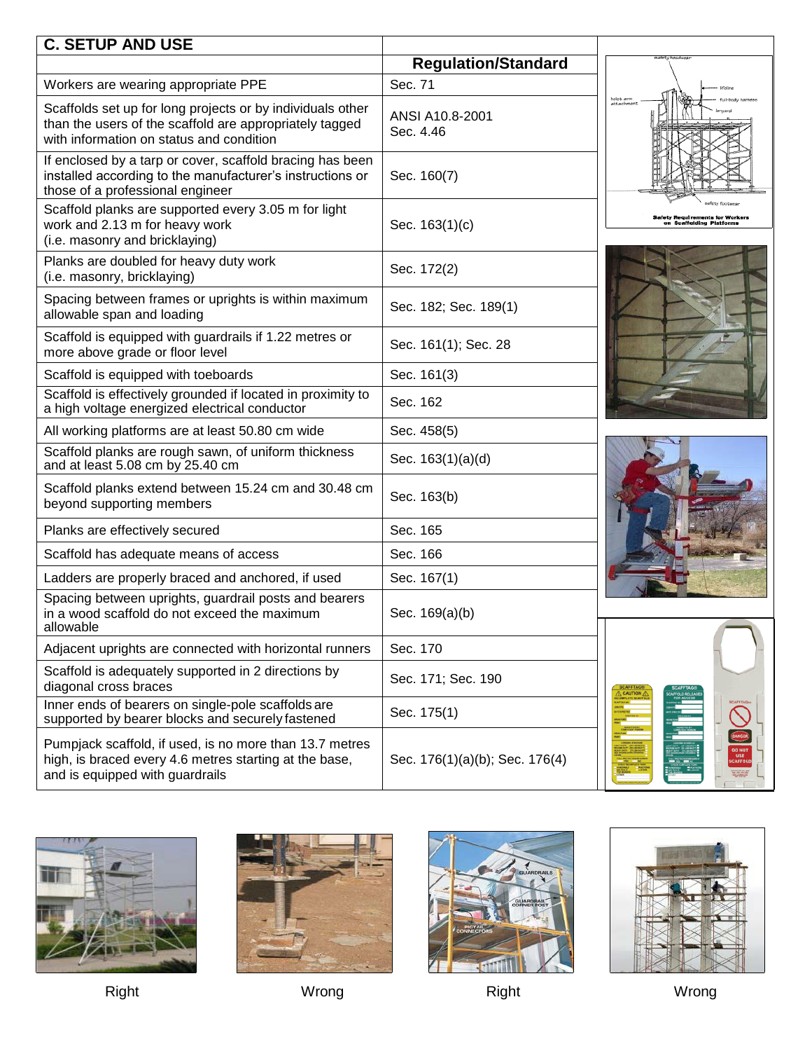| C. SETUP AND USE | Regulation/Standard |
|---|---|
| Workers are wearing appropriate PPE | Sec. 71 |
| Scaffolds set up for long projects or by individuals other than the users of the scaffold are appropriately tagged with information on status and condition | ANSI A10.8-2001 Sec. 4.46 |
| If enclosed by a tarp or cover, scaffold bracing has been installed according to the manufacturer's instructions or those of a professional engineer | Sec. 160(7) |
| Scaffold planks are supported every 3.05 m for light work and 2.13 m for heavy work (i.e. masonry and bricklaying) | Sec. 163(1)(c) |
| Planks are doubled for heavy duty work (i.e. masonry, bricklaying) | Sec. 172(2) |
| Spacing between frames or uprights is within maximum allowable span and loading | Sec. 182; Sec. 189(1) |
| Scaffold is equipped with guardrails if 1.22 metres or more above grade or floor level | Sec. 161(1); Sec. 28 |
| Scaffold is equipped with toeboards | Sec. 161(3) |
| Scaffold is effectively grounded if located in proximity to a high voltage energized electrical conductor | Sec. 162 |
| All working platforms are at least 50.80 cm wide | Sec. 458(5) |
| Scaffold planks are rough sawn, of uniform thickness and at least 5.08 cm by 25.40 cm | Sec. 163(1)(a)(d) |
| Scaffold planks extend between 15.24 cm and 30.48 cm beyond supporting members | Sec. 163(b) |
| Planks are effectively secured | Sec. 165 |
| Scaffold has adequate means of access | Sec. 166 |
| Ladders are properly braced and anchored, if used | Sec. 167(1) |
| Spacing between uprights, guardrail posts and bearers in a wood scaffold do not exceed the maximum allowable | Sec. 169(a)(b) |
| Adjacent uprights are connected with horizontal runners | Sec. 170 |
| Scaffold is adequately supported in 2 directions by diagonal cross braces | Sec. 171; Sec. 190 |
| Inner ends of bearers on single-pole scaffolds are supported by bearer blocks and securely fastened | Sec. 175(1) |
| Pumpjack scaffold, if used, is no more than 13.7 metres high, is braced every 4.6 metres starting at the base, and is equipped with guardrails | Sec. 176(1)(a)(b); Sec. 176(4) |

Right

Wrong

Right

Wrong